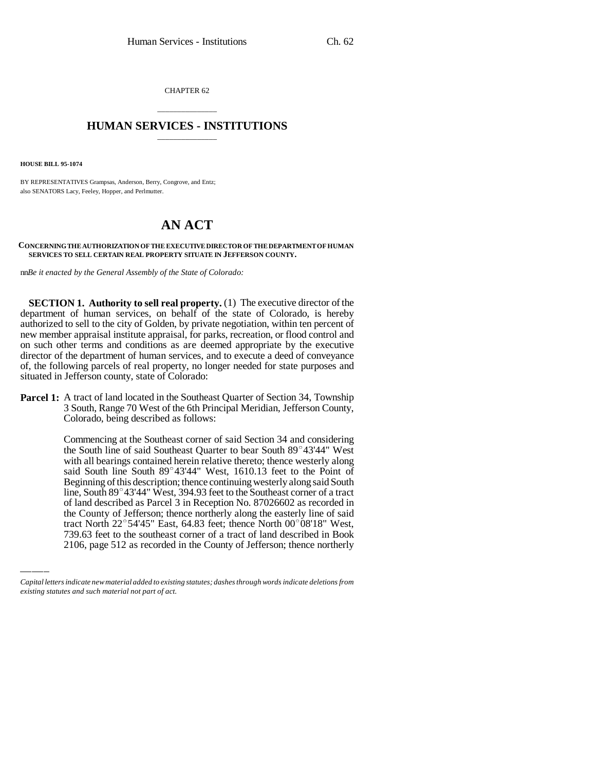CHAPTER 62

# HUMAN SERVICES - INSTITUTIONS

**HOUSE BILL 95-1074**

BY REPRESENTATIVES Grampsas, Anderson, Berry, Congrove, and Entz;
also SENATORS Lacy, Feeley, Hopper, and Perlmutter.

# AN ACT

**CONCERNING THE AUTHORIZATION OF THE EXECUTIVE DIRECTOR OF THE DEPARTMENT OF HUMAN SERVICES TO SELL CERTAIN REAL PROPERTY SITUATE IN JEFFERSON COUNTY.**

*Be it enacted by the General Assembly of the State of Colorado:*

**SECTION 1. Authority to sell real property.** (1) The executive director of the department of human services, on behalf of the state of Colorado, is hereby authorized to sell to the city of Golden, by private negotiation, within ten percent of new member appraisal institute appraisal, for parks, recreation, or flood control and on such other terms and conditions as are deemed appropriate by the executive director of the department of human services, and to execute a deed of conveyance of, the following parcels of real property, no longer needed for state purposes and situated in Jefferson county, state of Colorado:

**Parcel 1:** A tract of land located in the Southeast Quarter of Section 34, Township 3 South, Range 70 West of the 6th Principal Meridian, Jefferson County, Colorado, being described as follows:

Commencing at the Southeast corner of said Section 34 and considering the South line of said Southeast Quarter to bear South 89°43'44" West with all bearings contained herein relative thereto; thence westerly along said South line South 89°43'44" West, 1610.13 feet to the Point of Beginning of this description; thence continuing westerly along said South line, South 89°43'44" West, 394.93 feet to the Southeast corner of a tract of land described as Parcel 3 in Reception No. 87026602 as recorded in the County of Jefferson; thence northerly along the easterly line of said tract North 22°54'45" East, 64.83 feet; thence North 00°08'18" West, 739.63 feet to the southeast corner of a tract of land described in Book 2106, page 512 as recorded in the County of Jefferson; thence northerly

---

*Capital letters indicate new material added to existing statutes; dashes through words indicate deletions from existing statutes and such material not part of act.*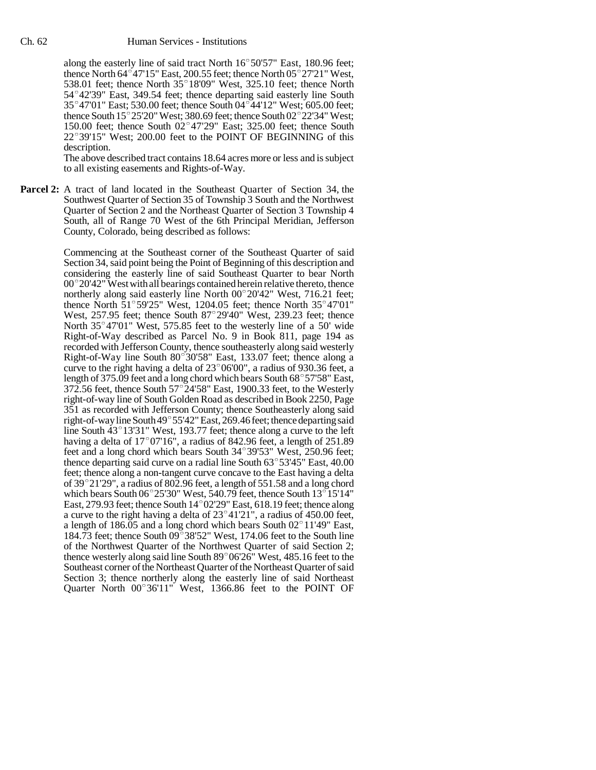along the easterly line of said tract North 16°50'57" East, 180.96 feet; thence North 64°47'15" East, 200.55 feet; thence North 05°27'21" West, 538.01 feet; thence North 35°18'09" West, 325.10 feet; thence North 54°42'39" East, 349.54 feet; thence departing said easterly line South 35°47'01" East; 530.00 feet; thence South 04°44'12" West; 605.00 feet; thence South 15°25'20" West; 380.69 feet; thence South 02°22'34" West; 150.00 feet; thence South 02°47'29" East; 325.00 feet; thence South 22°39'15" West; 200.00 feet to the POINT OF BEGINNING of this description.

The above described tract contains 18.64 acres more or less and is subject to all existing easements and Rights-of-Way.

**Parcel 2:** A tract of land located in the Southeast Quarter of Section 34, the Southwest Quarter of Section 35 of Township 3 South and the Northwest Quarter of Section 2 and the Northeast Quarter of Section 3 Township 4 South, all of Range 70 West of the 6th Principal Meridian, Jefferson County, Colorado, being described as follows:

Commencing at the Southeast corner of the Southeast Quarter of said Section 34, said point being the Point of Beginning of this description and considering the easterly line of said Southeast Quarter to bear North 00°20'42" West with all bearings contained herein relative thereto, thence northerly along said easterly line North 00°20'42" West, 716.21 feet; thence North 51°59'25" West, 1204.05 feet; thence North 35°47'01" West, 257.95 feet; thence South 87°29'40" West, 239.23 feet; thence North 35°47'01" West, 575.85 feet to the westerly line of a 50' wide Right-of-Way described as Parcel No. 9 in Book 811, page 194 as recorded with Jefferson County, thence southeasterly along said westerly Right-of-Way line South 80°30'58" East, 133.07 feet; thence along a curve to the right having a delta of 23°06'00", a radius of 930.36 feet, a length of 375.09 feet and a long chord which bears South 68°57'58" East, 372.56 feet, thence South 57°24'58" East, 1900.33 feet, to the Westerly right-of-way line of South Golden Road as described in Book 2250, Page 351 as recorded with Jefferson County; thence Southeasterly along said right-of-way line South 49°55'42" East, 269.46 feet; thence departing said line South 43°13'31" West, 193.77 feet; thence along a curve to the left having a delta of 17°07'16", a radius of 842.96 feet, a length of 251.89 feet and a long chord which bears South 34°39'53" West, 250.96 feet; thence departing said curve on a radial line South 63°53'45" East, 40.00 feet; thence along a non-tangent curve concave to the East having a delta of 39°21'29", a radius of 802.96 feet, a length of 551.58 and a long chord which bears South 06°25'30" West, 540.79 feet, thence South 13°15'14" East, 279.93 feet; thence South 14°02'29" East, 618.19 feet; thence along a curve to the right having a delta of 23°41'21", a radius of 450.00 feet, a length of 186.05 and a long chord which bears South 02°11'49" East, 184.73 feet; thence South 09°38'52" West, 174.06 feet to the South line of the Northwest Quarter of the Northwest Quarter of said Section 2; thence westerly along said line South 89°06'26" West, 485.16 feet to the Southeast corner of the Northeast Quarter of the Northeast Quarter of said Section 3; thence northerly along the easterly line of said Northeast Quarter North 00°36'11" West, 1366.86 feet to the POINT OF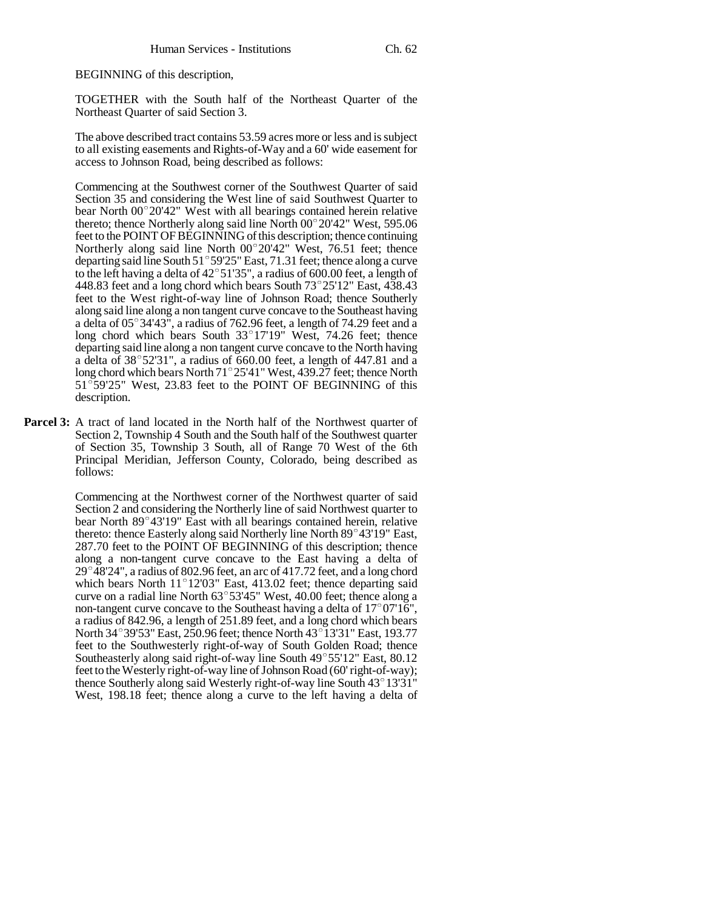BEGINNING of this description,

TOGETHER with the South half of the Northeast Quarter of the Northeast Quarter of said Section 3.

The above described tract contains 53.59 acres more or less and is subject to all existing easements and Rights-of-Way and a 60' wide easement for access to Johnson Road, being described as follows:

Commencing at the Southwest corner of the Southwest Quarter of said Section 35 and considering the West line of said Southwest Quarter to bear North 00°20'42" West with all bearings contained herein relative thereto; thence Northerly along said line North 00°20'42" West, 595.06 feet to the POINT OF BEGINNING of this description; thence continuing Northerly along said line North 00°20'42" West, 76.51 feet; thence departing said line South 51°59'25" East, 71.31 feet; thence along a curve to the left having a delta of 42°51'35", a radius of 600.00 feet, a length of 448.83 feet and a long chord which bears South 73°25'12" East, 438.43 feet to the West right-of-way line of Johnson Road; thence Southerly along said line along a non tangent curve concave to the Southeast having a delta of 05°34'43", a radius of 762.96 feet, a length of 74.29 feet and a long chord which bears South 33°17'19" West, 74.26 feet; thence departing said line along a non tangent curve concave to the North having a delta of 38°52'31", a radius of 660.00 feet, a length of 447.81 and a long chord which bears North 71°25'41" West, 439.27 feet; thence North 51°59'25" West, 23.83 feet to the POINT OF BEGINNING of this description.

**Parcel 3:** A tract of land located in the North half of the Northwest quarter of Section 2, Township 4 South and the South half of the Southwest quarter of Section 35, Township 3 South, all of Range 70 West of the 6th Principal Meridian, Jefferson County, Colorado, being described as follows:

Commencing at the Northwest corner of the Northwest quarter of said Section 2 and considering the Northerly line of said Northwest quarter to bear North 89°43'19" East with all bearings contained herein, relative thereto: thence Easterly along said Northerly line North 89°43'19" East, 287.70 feet to the POINT OF BEGINNING of this description; thence along a non-tangent curve concave to the East having a delta of 29°48'24", a radius of 802.96 feet, an arc of 417.72 feet, and a long chord which bears North 11°12'03" East, 413.02 feet; thence departing said curve on a radial line North 63°53'45" West, 40.00 feet; thence along a non-tangent curve concave to the Southeast having a delta of 17°07'16", a radius of 842.96, a length of 251.89 feet, and a long chord which bears North 34°39'53" East, 250.96 feet; thence North 43°13'31" East, 193.77 feet to the Southwesterly right-of-way of South Golden Road; thence Southeasterly along said right-of-way line South 49°55'12" East, 80.12 feet to the Westerly right-of-way line of Johnson Road (60' right-of-way); thence Southerly along said Westerly right-of-way line South 43°13'31" West, 198.18 feet; thence along a curve to the left having a delta of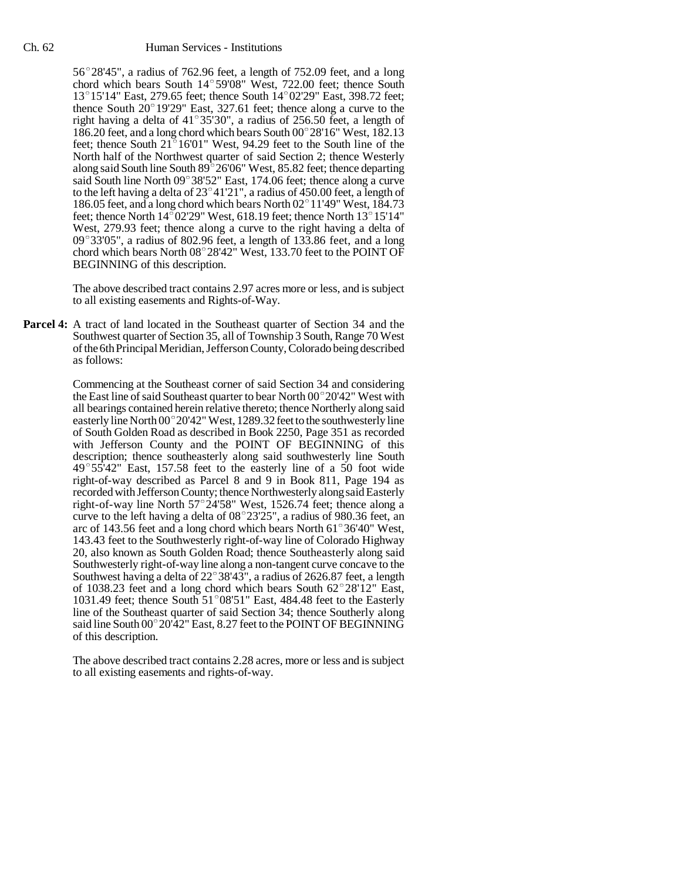56°28'45", a radius of 762.96 feet, a length of 752.09 feet, and a long chord which bears South 14°59'08" West, 722.00 feet; thence South 13°15'14" East, 279.65 feet; thence South 14°02'29" East, 398.72 feet; thence South 20°19'29" East, 327.61 feet; thence along a curve to the right having a delta of 41°35'30", a radius of 256.50 feet, a length of 186.20 feet, and a long chord which bears South 00°28'16" West, 182.13 feet; thence South 21°16'01" West, 94.29 feet to the South line of the North half of the Northwest quarter of said Section 2; thence Westerly along said South line South 89°26'06" West, 85.82 feet; thence departing said South line North 09°38'52" East, 174.06 feet; thence along a curve to the left having a delta of 23°41'21", a radius of 450.00 feet, a length of 186.05 feet, and a long chord which bears North 02°11'49" West, 184.73 feet; thence North 14°02'29" West, 618.19 feet; thence North 13°15'14" West, 279.93 feet; thence along a curve to the right having a delta of 09°33'05", a radius of 802.96 feet, a length of 133.86 feet, and a long chord which bears North 08°28'42" West, 133.70 feet to the POINT OF BEGINNING of this description.

The above described tract contains 2.97 acres more or less, and is subject to all existing easements and Rights-of-Way.

**Parcel 4:** A tract of land located in the Southeast quarter of Section 34 and the Southwest quarter of Section 35, all of Township 3 South, Range 70 West of the 6th Principal Meridian, Jefferson County, Colorado being described as follows:

Commencing at the Southeast corner of said Section 34 and considering the East line of said Southeast quarter to bear North 00°20'42" West with all bearings contained herein relative thereto; thence Northerly along said easterly line North 00°20'42" West, 1289.32 feet to the southwesterly line of South Golden Road as described in Book 2250, Page 351 as recorded with Jefferson County and the POINT OF BEGINNING of this description; thence southeasterly along said southwesterly line South 49°55'42" East, 157.58 feet to the easterly line of a 50 foot wide right-of-way described as Parcel 8 and 9 in Book 811, Page 194 as recorded with Jefferson County; thence Northwesterly along said Easterly right-of-way line North 57°24'58" West, 1526.74 feet; thence along a curve to the left having a delta of 08°23'25", a radius of 980.36 feet, an arc of 143.56 feet and a long chord which bears North 61°36'40" West, 143.43 feet to the Southwesterly right-of-way line of Colorado Highway 20, also known as South Golden Road; thence Southeasterly along said Southwesterly right-of-way line along a non-tangent curve concave to the Southwest having a delta of 22°38'43", a radius of 2626.87 feet, a length of 1038.23 feet and a long chord which bears South 62°28'12" East, 1031.49 feet; thence South 51°08'51" East, 484.48 feet to the Easterly line of the Southeast quarter of said Section 34; thence Southerly along said line South 00°20'42" East, 8.27 feet to the POINT OF BEGINNING of this description.

The above described tract contains 2.28 acres, more or less and is subject to all existing easements and rights-of-way.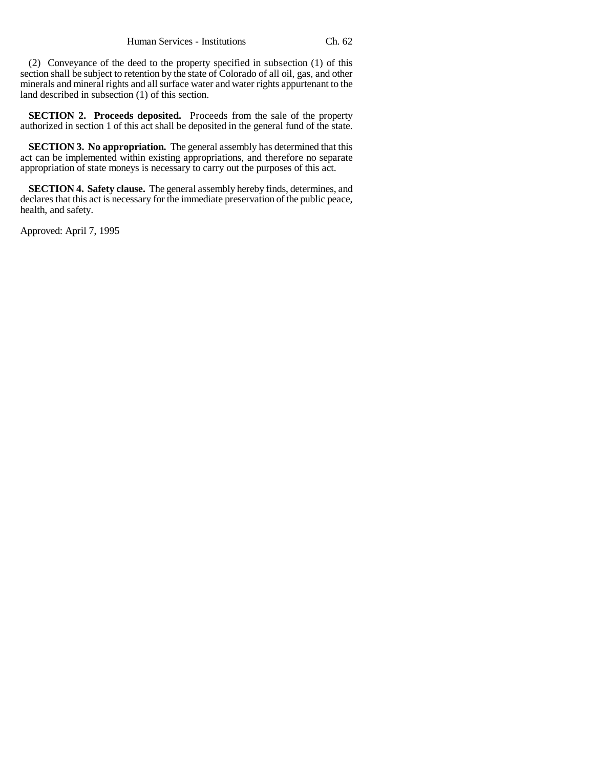(2) Conveyance of the deed to the property specified in subsection (1) of this section shall be subject to retention by the state of Colorado of all oil, gas, and other minerals and mineral rights and all surface water and water rights appurtenant to the land described in subsection (1) of this section.

**SECTION 2. Proceeds deposited.** Proceeds from the sale of the property authorized in section 1 of this act shall be deposited in the general fund of the state.

**SECTION 3. No appropriation.** The general assembly has determined that this act can be implemented within existing appropriations, and therefore no separate appropriation of state moneys is necessary to carry out the purposes of this act.

**SECTION 4. Safety clause.** The general assembly hereby finds, determines, and declares that this act is necessary for the immediate preservation of the public peace, health, and safety.

Approved: April 7, 1995